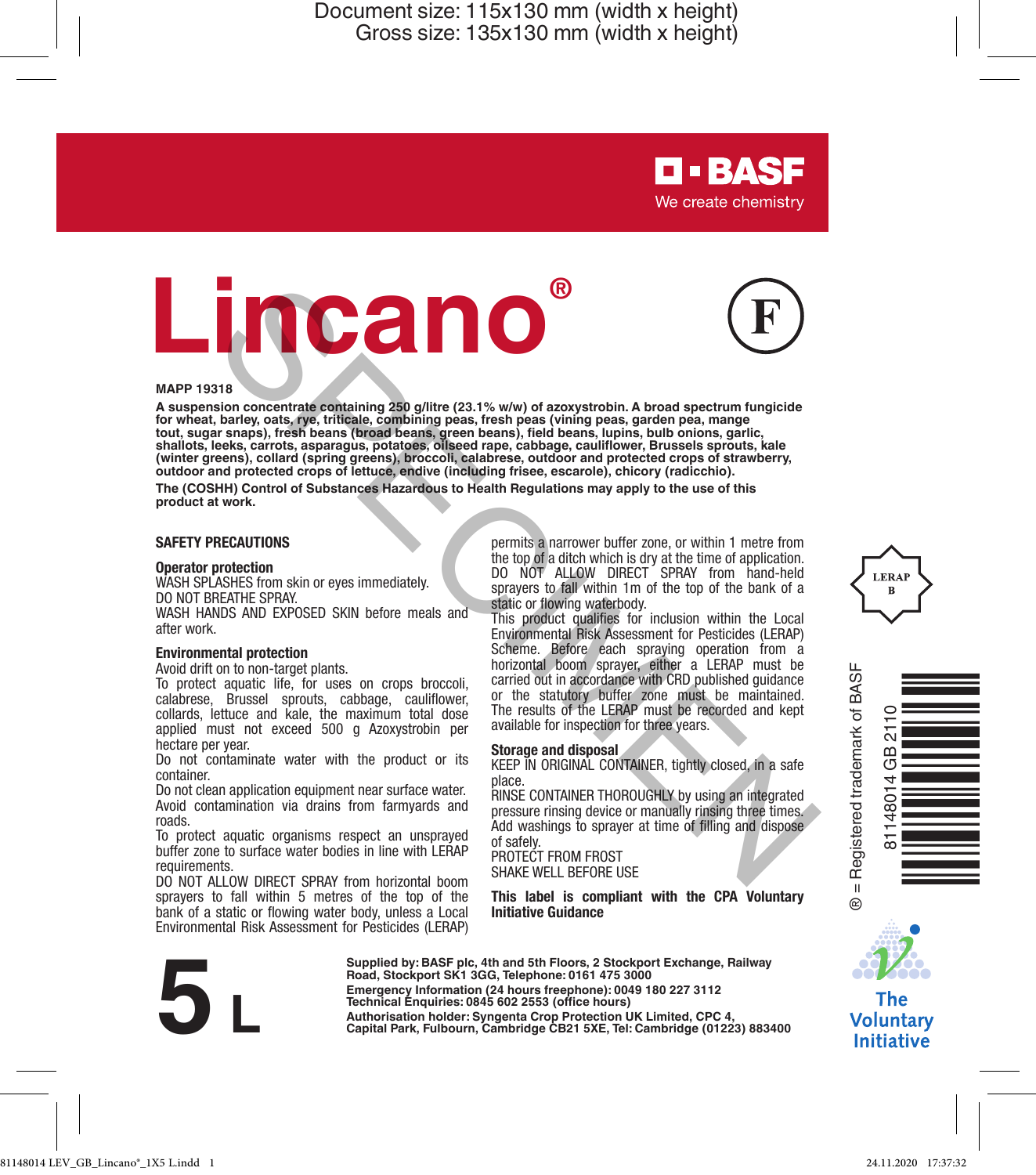Document size: 115x130 mm (width x height)
Gross size: 135x130 mm (width x height)

BASF
We create chemistry

# Lincano®

(F)

SPECIMEN

**MAPP 19318**

**A suspension concentrate containing 250 g/litre (23.1% w/w) of azoxystrobin. A broad spectrum fungicide for wheat, barley, oats, rye, triticale, combining peas, fresh peas (vining peas, garden pea, mange tout, sugar snaps), fresh beans (broad beans, green beans), field beans, lupins, bulb onions, garlic, shallots, leeks, carrots, asparagus, potatoes, oilseed rape, cabbage, cauliflower, Brussels sprouts, kale (winter greens), collard (spring greens), broccoli, calabrese, outdoor and protected crops of strawberry, outdoor and protected crops of lettuce, endive (including frisee, escarole), chicory (radicchio).**

**The (COSHH) Control of Substances Hazardous to Health Regulations may apply to the use of this product at work.**

## SAFETY PRECAUTIONS

### Operator protection

WASH SPLASHES from skin or eyes immediately.
DO NOT BREATHE SPRAY.
WASH HANDS AND EXPOSED SKIN before meals and after work.

### Environmental protection

Avoid drift on to non-target plants.
To protect aquatic life, for uses on crops broccoli, calabrese, Brussel sprouts, cabbage, cauliflower, collards, lettuce and kale, the maximum total dose applied must not exceed 500 g Azoxystrobin per hectare per year.
Do not contaminate water with the product or its container.
Do not clean application equipment near surface water.
Avoid contamination via drains from farmyards and roads.
To protect aquatic organisms respect an unsprayed buffer zone to surface water bodies in line with LERAP requirements.
DO NOT ALLOW DIRECT SPRAY from horizontal boom sprayers to fall within 5 metres of the top of the bank of a static or flowing water body, unless a Local Environmental Risk Assessment for Pesticides (LERAP) permits a narrower buffer zone, or within 1 metre from the top of a ditch which is dry at the time of application.
DO NOT ALLOW DIRECT SPRAY from hand-held sprayers to fall within 1m of the top of the bank of a static or flowing waterbody.
This product qualifies for inclusion within the Local Environmental Risk Assessment for Pesticides (LERAP) Scheme. Before each spraying operation from a horizontal boom sprayer, either a LERAP must be carried out in accordance with CRD published guidance or the statutory buffer zone must be maintained. The results of the LERAP must be recorded and kept available for inspection for three years.

### Storage and disposal

KEEP IN ORIGINAL CONTAINER, tightly closed, in a safe place.
RINSE CONTAINER THOROUGHLY by using an integrated pressure rinsing device or manually rinsing three times. Add washings to sprayer at time of filling and dispose of safely.
PROTECT FROM FROST
SHAKE WELL BEFORE USE

**This label is compliant with the CPA Voluntary Initiative Guidance**

LERAP B

® = Registered trademark of BASF

81148014 GB 2110

The Voluntary Initiative

# 5 L

**Supplied by: BASF plc, 4th and 5th Floors, 2 Stockport Exchange, Railway Road, Stockport SK1 3GG, Telephone: 0161 475 3000**
**Emergency Information (24 hours freephone): 0049 180 227 3112**
**Technical Enquiries: 0845 602 2553 (office hours)**
**Authorisation holder: Syngenta Crop Protection UK Limited, CPC 4, Capital Park, Fulbourn, Cambridge CB21 5XE, Tel: Cambridge (01223) 883400**

81148014 LEV_GB_Lincano®_1X5 L.indd 1 24.11.2020 17:37:32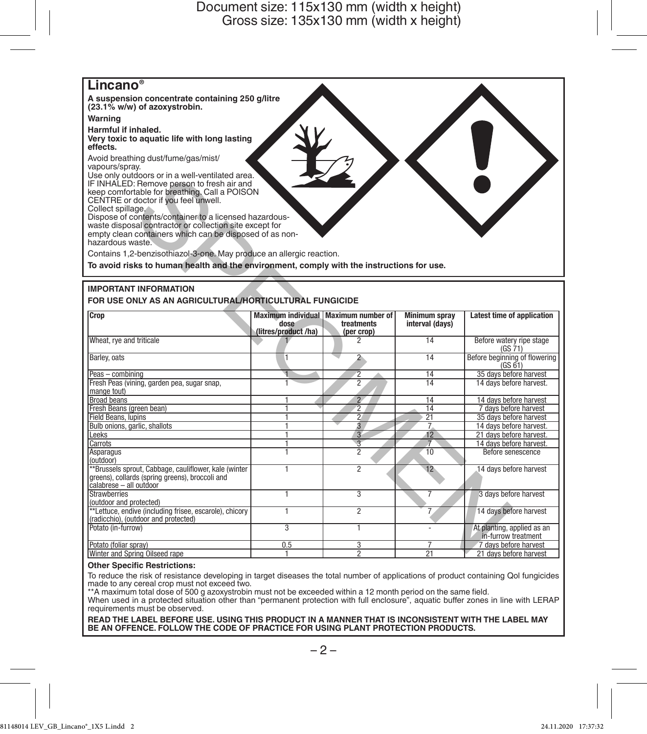# Lincano®

**A suspension concentrate containing 250 g/litre (23.1% w/w) of azoxystrobin.**

**Warning**

**Harmful if inhaled.**
**Very toxic to aquatic life with long lasting effects.**

Avoid breathing dust/fume/gas/mist/vapours/spray.
Use only outdoors or in a well-ventilated area.
IF INHALED: Remove person to fresh air and keep comfortable for breathing. Call a POISON CENTRE or doctor if you feel unwell.
Collect spillage.
Dispose of contents/container to a licensed hazardous-waste disposal contractor or collection site except for empty clean containers which can be disposed of as non-hazardous waste.

Contains 1,2-benzisothiazol-3-one. May produce an allergic reaction.

**To avoid risks to human health and the environment, comply with the instructions for use.**

**IMPORTANT INFORMATION**

**FOR USE ONLY AS AN AGRICULTURAL/HORTICULTURAL FUNGICIDE**

| Crop | Maximum individual dose (litres/product /ha) | Maximum number of treatments (per crop) | Minimum spray interval (days) | Latest time of application |
|---|---|---|---|---|
| Wheat, rye and triticale | 1 | 2 | 14 | Before watery ripe stage (GS 71) |
| Barley, oats | 1 | 2 | 14 | Before beginning of flowering (GS 61) |
| Peas – combining | 1 | 2 | 14 | 35 days before harvest |
| Fresh Peas (vining, garden pea, sugar snap, mange tout) | 1 | 2 | 14 | 14 days before harvest. |
| Broad beans | 1 | 2 | 14 | 14 days before harvest |
| Fresh Beans (green bean) | 1 | 2 | 14 | 7 days before harvest |
| Field Beans, lupins | 1 | 2 | 21 | 35 days before harvest |
| Bulb onions, garlic, shallots | 1 | 3 | 7 | 14 days before harvest. |
| Leeks | 1 | 3 | 12 | 21 days before harvest. |
| Carrots | 1 | 3 | 7 | 14 days before harvest. |
| Asparagus (outdoor) | 1 | 2 | 10 | Before senescence |
| **Brussels sprout, Cabbage, cauliflower, kale (winter greens), collards (spring greens), broccoli and calabrese – all outdoor | 1 | 2 | 12 | 14 days before harvest |
| Strawberries (outdoor and protected) | 1 | 3 | 7 | 3 days before harvest |
| **Lettuce, endive (including frisee, escarole), chicory (radicchio), (outdoor and protected) | 1 | 2 | 7 | 14 days before harvest |
| Potato (in-furrow) | 3 | 1 | - | At planting, applied as an in-furrow treatment |
| Potato (foliar spray) | 0.5 | 3 | 7 | 7 days before harvest |
| Winter and Spring Oilseed rape | 1 | 2 | 21 | 21 days before harvest |

**Other Specific Restrictions:**

To reduce the risk of resistance developing in target diseases the total number of applications of product containing QoI fungicides made to any cereal crop must not exceed two.
**A maximum total dose of 500 g azoxystrobin must not be exceeded within a 12 month period on the same field.
When used in a protected situation other than "permanent protection with full enclosure", aquatic buffer zones in line with LERAP requirements must be observed.

**READ THE LABEL BEFORE USE. USING THIS PRODUCT IN A MANNER THAT IS INCONSISTENT WITH THE LABEL MAY BE AN OFFENCE. FOLLOW THE CODE OF PRACTICE FOR USING PLANT PROTECTION PRODUCTS.**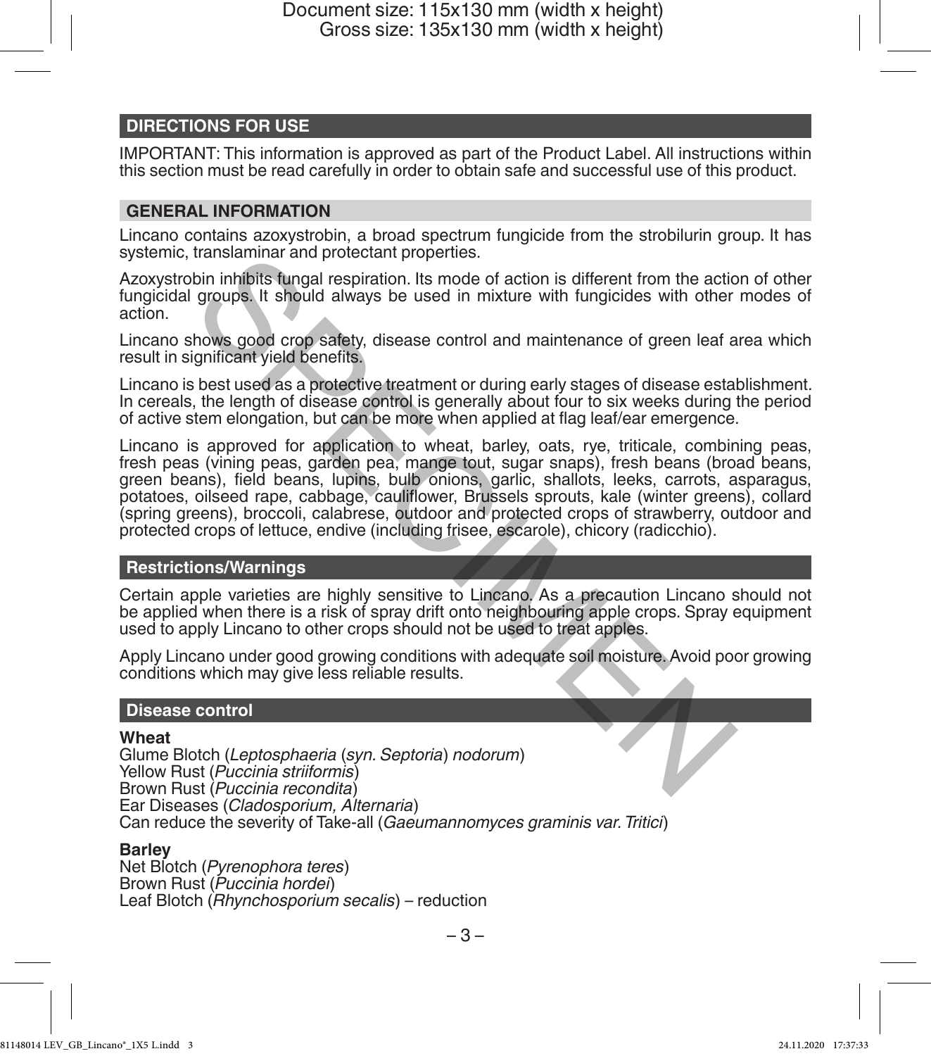## DIRECTIONS FOR USE

IMPORTANT: This information is approved as part of the Product Label. All instructions within this section must be read carefully in order to obtain safe and successful use of this product.

### GENERAL INFORMATION

Lincano contains azoxystrobin, a broad spectrum fungicide from the strobilurin group. It has systemic, translaminar and protectant properties.

Azoxystrobin inhibits fungal respiration. Its mode of action is different from the action of other fungicidal groups. It should always be used in mixture with fungicides with other modes of action.

Lincano shows good crop safety, disease control and maintenance of green leaf area which result in significant yield benefits.

Lincano is best used as a protective treatment or during early stages of disease establishment. In cereals, the length of disease control is generally about four to six weeks during the period of active stem elongation, but can be more when applied at flag leaf/ear emergence.

Lincano is approved for application to wheat, barley, oats, rye, triticale, combining peas, fresh peas (vining peas, garden pea, mange tout, sugar snaps), fresh beans (broad beans, green beans), field beans, lupins, bulb onions, garlic, shallots, leeks, carrots, asparagus, potatoes, oilseed rape, cabbage, cauliflower, Brussels sprouts, kale (winter greens), collard (spring greens), broccoli, calabrese, outdoor and protected crops of strawberry, outdoor and protected crops of lettuce, endive (including frisee, escarole), chicory (radicchio).

### Restrictions/Warnings

Certain apple varieties are highly sensitive to Lincano. As a precaution Lincano should not be applied when there is a risk of spray drift onto neighbouring apple crops. Spray equipment used to apply Lincano to other crops should not be used to treat apples.

Apply Lincano under good growing conditions with adequate soil moisture. Avoid poor growing conditions which may give less reliable results.

### Disease control

**Wheat**
Glume Blotch (*Leptosphaeria* (*syn. Septoria*) *nodorum*)
Yellow Rust (*Puccinia striiformis*)
Brown Rust (*Puccinia recondita*)
Ear Diseases (*Cladosporium, Alternaria*)
Can reduce the severity of Take-all (*Gaeumannomyces graminis var. Tritici*)

**Barley**
Net Blotch (*Pyrenophora teres*)
Brown Rust (*Puccinia hordei*)
Leaf Blotch (*Rhynchosporium secalis*) – reduction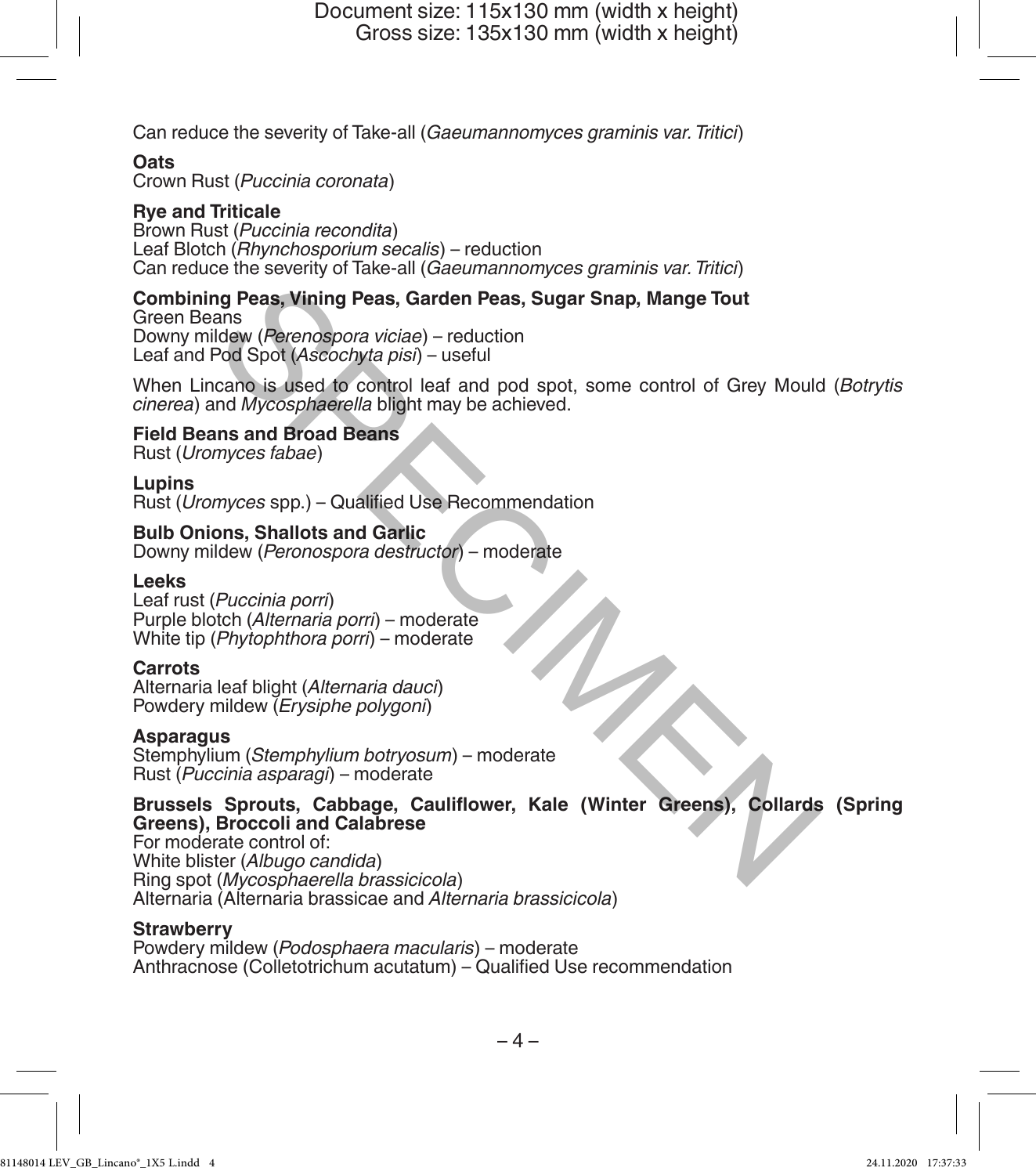Can reduce the severity of Take-all (*Gaeumannomyces graminis var. Tritici*)

**Oats**
Crown Rust (*Puccinia coronata*)

**Rye and Triticale**
Brown Rust (*Puccinia recondita*)
Leaf Blotch (*Rhynchosporium secalis*) – reduction
Can reduce the severity of Take-all (*Gaeumannomyces graminis var. Tritici*)

**Combining Peas, Vining Peas, Garden Peas, Sugar Snap, Mange Tout**
Green Beans
Downy mildew (*Perenospora viciae*) – reduction
Leaf and Pod Spot (*Ascochyta pisi*) – useful

When Lincano is used to control leaf and pod spot, some control of Grey Mould (*Botrytis cinerea*) and *Mycosphaerella* blight may be achieved.

**Field Beans and Broad Beans**
Rust (*Uromyces fabae*)

**Lupins**
Rust (*Uromyces* spp.) – Qualified Use Recommendation

**Bulb Onions, Shallots and Garlic**
Downy mildew (*Peronospora destructor*) – moderate

**Leeks**
Leaf rust (*Puccinia porri*)
Purple blotch (*Alternaria porri*) – moderate
White tip (*Phytophthora porri*) – moderate

**Carrots**
Alternaria leaf blight (*Alternaria dauci*)
Powdery mildew (*Erysiphe polygoni*)

**Asparagus**
Stemphylium (*Stemphylium botryosum*) – moderate
Rust (*Puccinia asparagi*) – moderate

**Brussels Sprouts, Cabbage, Cauliflower, Kale (Winter Greens), Collards (Spring Greens), Broccoli and Calabrese**
For moderate control of:
White blister (*Albugo candida*)
Ring spot (*Mycosphaerella brassicicola*)
Alternaria (Alternaria brassicae and *Alternaria brassicicola*)

**Strawberry**
Powdery mildew (*Podosphaera macularis*) – moderate
Anthracnose (Colletotrichum acutatum) – Qualified Use recommendation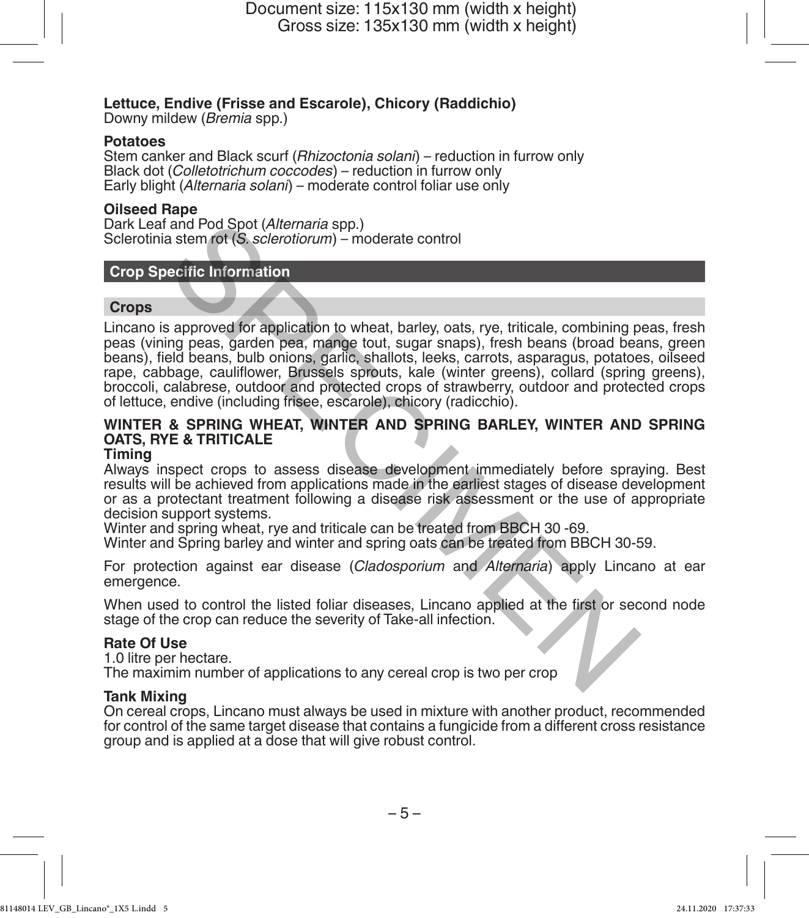**Lettuce, Endive (Frisse and Escarole), Chicory (Raddichio)**
Downy mildew (*Bremia* spp.)

**Potatoes**
Stem canker and Black scurf (*Rhizoctonia solani*) – reduction in furrow only
Black dot (*Colletotrichum coccodes*) – reduction in furrow only
Early blight (*Alternaria solani*) – moderate control foliar use only

**Oilseed Rape**
Dark Leaf and Pod Spot (*Alternaria* spp.)
Sclerotinia stem rot (*S. sclerotiorum*) – moderate control

## Crop Specific Information

### Crops

Lincano is approved for application to wheat, barley, oats, rye, triticale, combining peas, fresh peas (vining peas, garden pea, mange tout, sugar snaps), fresh beans (broad beans, green beans), field beans, bulb onions, garlic, shallots, leeks, carrots, asparagus, potatoes, oilseed rape, cabbage, cauliflower, Brussels sprouts, kale (winter greens), collard (spring greens), broccoli, calabrese, outdoor and protected crops of strawberry, outdoor and protected crops of lettuce, endive (including frisee, escarole), chicory (radicchio).

**WINTER & SPRING WHEAT, WINTER AND SPRING BARLEY, WINTER AND SPRING OATS, RYE & TRITICALE**

**Timing**

Always inspect crops to assess disease development immediately before spraying. Best results will be achieved from applications made in the earliest stages of disease development or as a protectant treatment following a disease risk assessment or the use of appropriate decision support systems.
Winter and spring wheat, rye and triticale can be treated from BBCH 30 -69.
Winter and Spring barley and winter and spring oats can be treated from BBCH 30-59.

For protection against ear disease (*Cladosporium* and *Alternaria*) apply Lincano at ear emergence.

When used to control the listed foliar diseases, Lincano applied at the first or second node stage of the crop can reduce the severity of Take-all infection.

**Rate Of Use**

1.0 litre per hectare.
The maximim number of applications to any cereal crop is two per crop

**Tank Mixing**

On cereal crops, Lincano must always be used in mixture with another product, recommended for control of the same target disease that contains a fungicide from a different cross resistance group and is applied at a dose that will give robust control.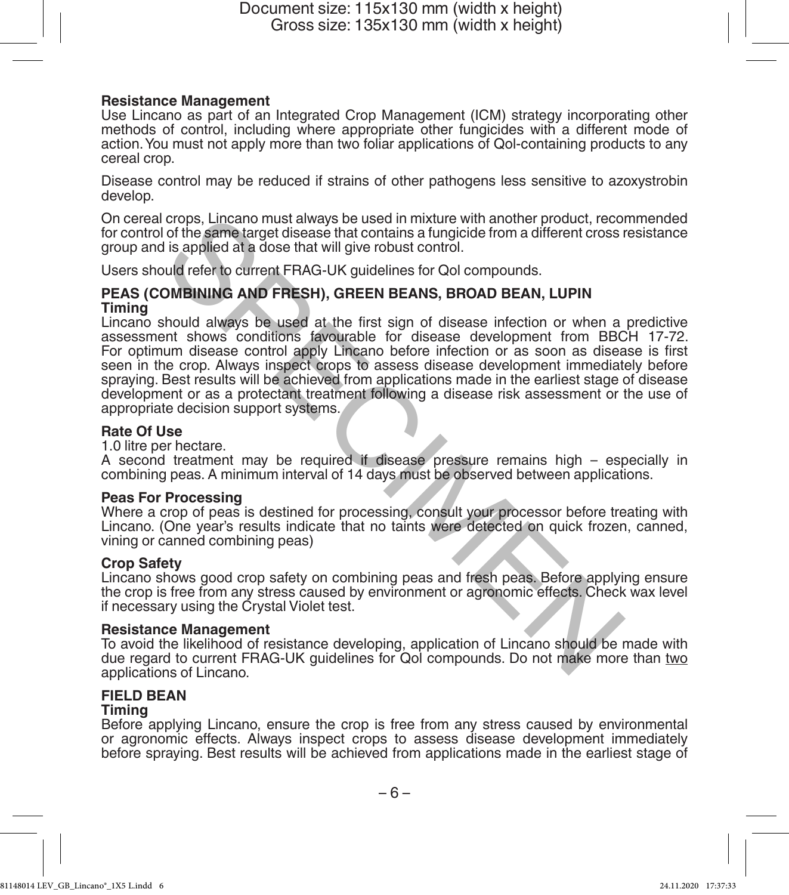### Resistance Management

Use Lincano as part of an Integrated Crop Management (ICM) strategy incorporating other methods of control, including where appropriate other fungicides with a different mode of action. You must not apply more than two foliar applications of QoI-containing products to any cereal crop.

Disease control may be reduced if strains of other pathogens less sensitive to azoxystrobin develop.

On cereal crops, Lincano must always be used in mixture with another product, recommended for control of the same target disease that contains a fungicide from a different cross resistance group and is applied at a dose that will give robust control.

Users should refer to current FRAG-UK guidelines for QoI compounds.

## PEAS (COMBINING AND FRESH), GREEN BEANS, BROAD BEAN, LUPIN

### Timing

Lincano should always be used at the first sign of disease infection or when a predictive assessment shows conditions favourable for disease development from BBCH 17-72. For optimum disease control apply Lincano before infection or as soon as disease is first seen in the crop. Always inspect crops to assess disease development immediately before spraying. Best results will be achieved from applications made in the earliest stage of disease development or as a protectant treatment following a disease risk assessment or the use of appropriate decision support systems.

### Rate Of Use

1.0 litre per hectare.

A second treatment may be required if disease pressure remains high – especially in combining peas. A minimum interval of 14 days must be observed between applications.

### Peas For Processing

Where a crop of peas is destined for processing, consult your processor before treating with Lincano. (One year's results indicate that no taints were detected on quick frozen, canned, vining or canned combining peas)

### Crop Safety

Lincano shows good crop safety on combining peas and fresh peas. Before applying ensure the crop is free from any stress caused by environment or agronomic effects. Check wax level if necessary using the Crystal Violet test.

### Resistance Management

To avoid the likelihood of resistance developing, application of Lincano should be made with due regard to current FRAG-UK guidelines for QoI compounds. Do not make more than two applications of Lincano.

## FIELD BEAN

### Timing

Before applying Lincano, ensure the crop is free from any stress caused by environmental or agronomic effects. Always inspect crops to assess disease development immediately before spraying. Best results will be achieved from applications made in the earliest stage of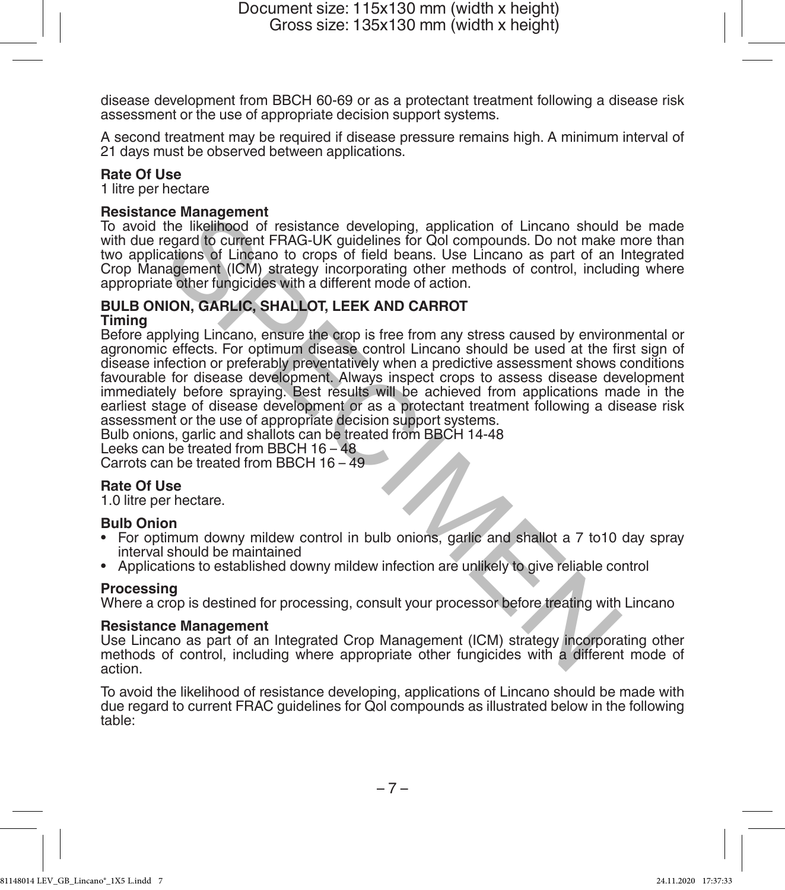disease development from BBCH 60-69 or as a protectant treatment following a disease risk assessment or the use of appropriate decision support systems.

A second treatment may be required if disease pressure remains high. A minimum interval of 21 days must be observed between applications.

**Rate Of Use**
1 litre per hectare

**Resistance Management**
To avoid the likelihood of resistance developing, application of Lincano should be made with due regard to current FRAG-UK guidelines for QoI compounds. Do not make more than two applications of Lincano to crops of field beans. Use Lincano as part of an Integrated Crop Management (ICM) strategy incorporating other methods of control, including where appropriate other fungicides with a different mode of action.

**BULB ONION, GARLIC, SHALLOT, LEEK AND CARROT**
**Timing**
Before applying Lincano, ensure the crop is free from any stress caused by environmental or agronomic effects. For optimum disease control Lincano should be used at the first sign of disease infection or preferably preventatively when a predictive assessment shows conditions favourable for disease development. Always inspect crops to assess disease development immediately before spraying. Best results will be achieved from applications made in the earliest stage of disease development or as a protectant treatment following a disease risk assessment or the use of appropriate decision support systems.
Bulb onions, garlic and shallots can be treated from BBCH 14-48
Leeks can be treated from BBCH 16 – 48
Carrots can be treated from BBCH 16 – 49

**Rate Of Use**
1.0 litre per hectare.

**Bulb Onion**
- For optimum downy mildew control in bulb onions, garlic and shallot a 7 to10 day spray interval should be maintained
- Applications to established downy mildew infection are unlikely to give reliable control

**Processing**
Where a crop is destined for processing, consult your processor before treating with Lincano

**Resistance Management**
Use Lincano as part of an Integrated Crop Management (ICM) strategy incorporating other methods of control, including where appropriate other fungicides with a different mode of action.

To avoid the likelihood of resistance developing, applications of Lincano should be made with due regard to current FRAC guidelines for QoI compounds as illustrated below in the following table: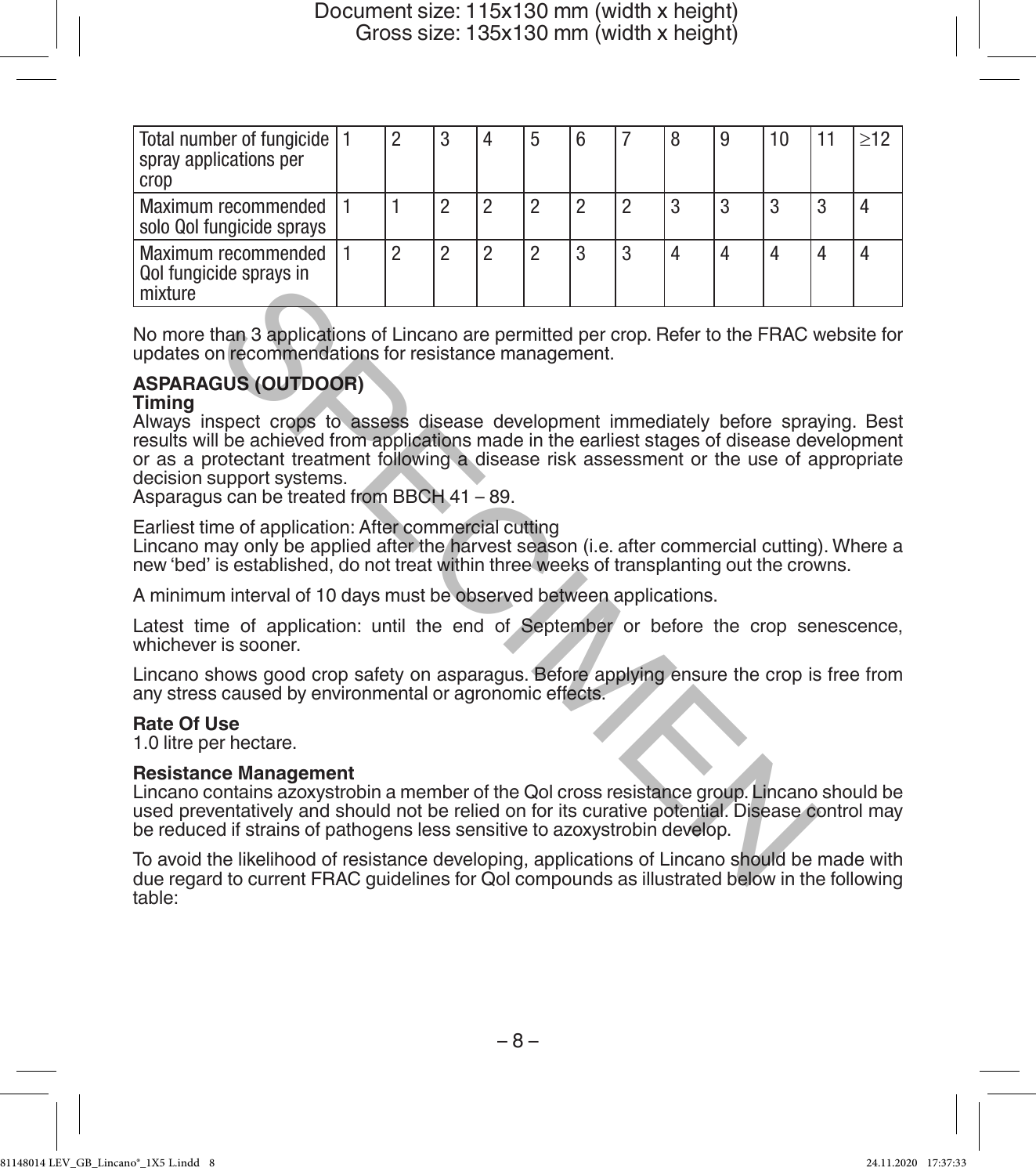| Total number of fungicide spray applications per crop | 1 | 2 | 3 | 4 | 5 | 6 | 7 | 8 | 9 | 10 | 11 | ≥12 |
|---|---|---|---|---|---|---|---|---|---|---|---|---|
| Maximum recommended solo QoI fungicide sprays | 1 | 1 | 2 | 2 | 2 | 2 | 2 | 3 | 3 | 3 | 3 | 4 |
| Maximum recommended QoI fungicide sprays in mixture | 1 | 2 | 2 | 2 | 2 | 3 | 3 | 4 | 4 | 4 | 4 | 4 |

No more than 3 applications of Lincano are permitted per crop. Refer to the FRAC website for updates on recommendations for resistance management.

**ASPARAGUS (OUTDOOR)**

**Timing**

Always inspect crops to assess disease development immediately before spraying. Best results will be achieved from applications made in the earliest stages of disease development or as a protectant treatment following a disease risk assessment or the use of appropriate decision support systems.

Asparagus can be treated from BBCH 41 – 89.

Earliest time of application: After commercial cutting

Lincano may only be applied after the harvest season (i.e. after commercial cutting). Where a new 'bed' is established, do not treat within three weeks of transplanting out the crowns.

A minimum interval of 10 days must be observed between applications.

Latest time of application: until the end of September or before the crop senescence, whichever is sooner.

Lincano shows good crop safety on asparagus. Before applying ensure the crop is free from any stress caused by environmental or agronomic effects.

**Rate Of Use**

1.0 litre per hectare.

**Resistance Management**

Lincano contains azoxystrobin a member of the QoI cross resistance group. Lincano should be used preventatively and should not be relied on for its curative potential. Disease control may be reduced if strains of pathogens less sensitive to azoxystrobin develop.

To avoid the likelihood of resistance developing, applications of Lincano should be made with due regard to current FRAC guidelines for QoI compounds as illustrated below in the following table: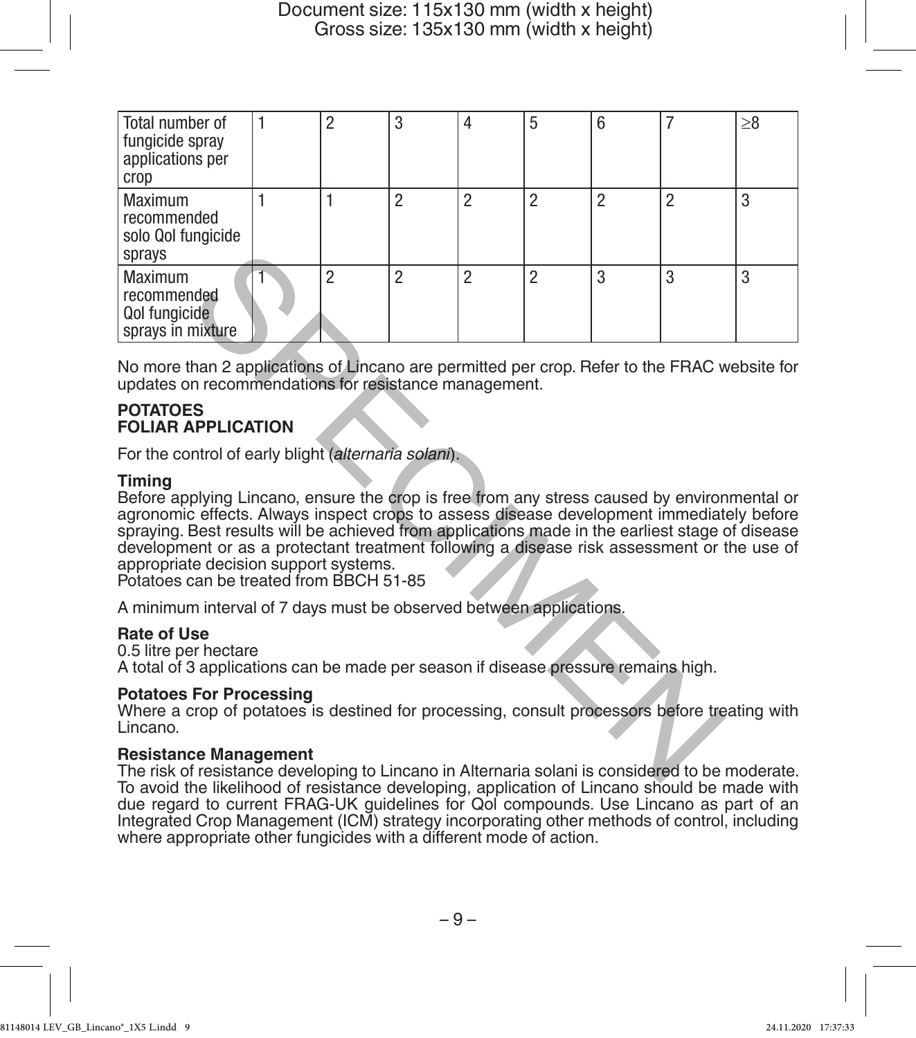| Total number of fungicide spray applications per crop | 1 | 2 | 3 | 4 | 5 | 6 | 7 | ≥8 |
|---|---|---|---|---|---|---|---|---|
| Maximum recommended solo QoI fungicide sprays | 1 | 1 | 2 | 2 | 2 | 2 | 2 | 3 |
| Maximum recommended QoI fungicide sprays in mixture | 1 | 2 | 2 | 2 | 2 | 3 | 3 | 3 |

No more than 2 applications of Lincano are permitted per crop. Refer to the FRAC website for updates on recommendations for resistance management.

**POTATOES**
**FOLIAR APPLICATION**

For the control of early blight (*alternaria solani*).

**Timing**
Before applying Lincano, ensure the crop is free from any stress caused by environmental or agronomic effects. Always inspect crops to assess disease development immediately before spraying. Best results will be achieved from applications made in the earliest stage of disease development or as a protectant treatment following a disease risk assessment or the use of appropriate decision support systems.
Potatoes can be treated from BBCH 51-85

A minimum interval of 7 days must be observed between applications.

**Rate of Use**
0.5 litre per hectare
A total of 3 applications can be made per season if disease pressure remains high.

**Potatoes For Processing**
Where a crop of potatoes is destined for processing, consult processors before treating with Lincano.

**Resistance Management**
The risk of resistance developing to Lincano in Alternaria solani is considered to be moderate. To avoid the likelihood of resistance developing, application of Lincano should be made with due regard to current FRAG-UK guidelines for QoI compounds. Use Lincano as part of an Integrated Crop Management (ICM) strategy incorporating other methods of control, including where appropriate other fungicides with a different mode of action.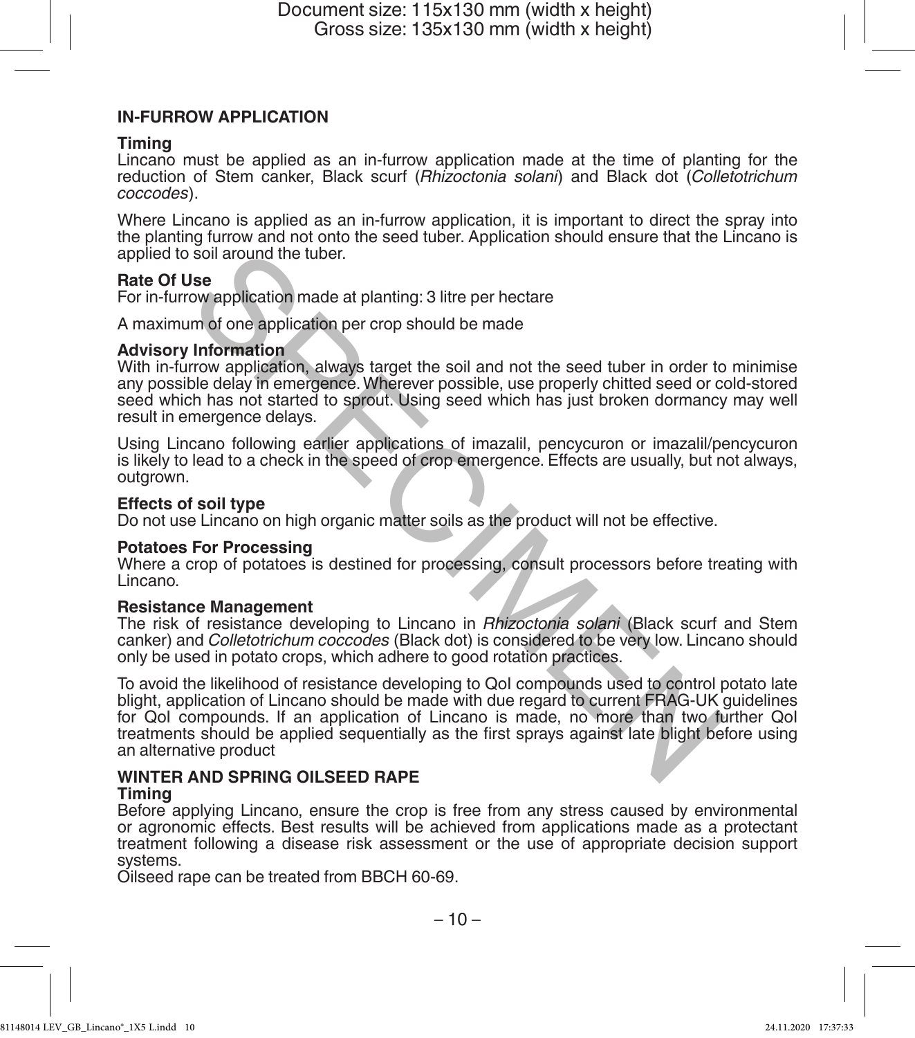## IN-FURROW APPLICATION

**Timing**
Lincano must be applied as an in-furrow application made at the time of planting for the reduction of Stem canker, Black scurf (*Rhizoctonia solani*) and Black dot (*Colletotrichum coccodes*).

Where Lincano is applied as an in-furrow application, it is important to direct the spray into the planting furrow and not onto the seed tuber. Application should ensure that the Lincano is applied to soil around the tuber.

**Rate Of Use**
For in-furrow application made at planting: 3 litre per hectare

A maximum of one application per crop should be made

**Advisory Information**
With in-furrow application, always target the soil and not the seed tuber in order to minimise any possible delay in emergence. Wherever possible, use properly chitted seed or cold-stored seed which has not started to sprout. Using seed which has just broken dormancy may well result in emergence delays.

Using Lincano following earlier applications of imazalil, pencycuron or imazalil/pencycuron is likely to lead to a check in the speed of crop emergence. Effects are usually, but not always, outgrown.

**Effects of soil type**
Do not use Lincano on high organic matter soils as the product will not be effective.

**Potatoes For Processing**
Where a crop of potatoes is destined for processing, consult processors before treating with Lincano.

**Resistance Management**
The risk of resistance developing to Lincano in *Rhizoctonia solani* (Black scurf and Stem canker) and *Colletotrichum coccodes* (Black dot) is considered to be very low. Lincano should only be used in potato crops, which adhere to good rotation practices.

To avoid the likelihood of resistance developing to QoI compounds used to control potato late blight, application of Lincano should be made with due regard to current FRAG-UK guidelines for QoI compounds. If an application of Lincano is made, no more than two further QoI treatments should be applied sequentially as the first sprays against late blight before using an alternative product

## WINTER AND SPRING OILSEED RAPE

**Timing**
Before applying Lincano, ensure the crop is free from any stress caused by environmental or agronomic effects. Best results will be achieved from applications made as a protectant treatment following a disease risk assessment or the use of appropriate decision support systems.
Oilseed rape can be treated from BBCH 60-69.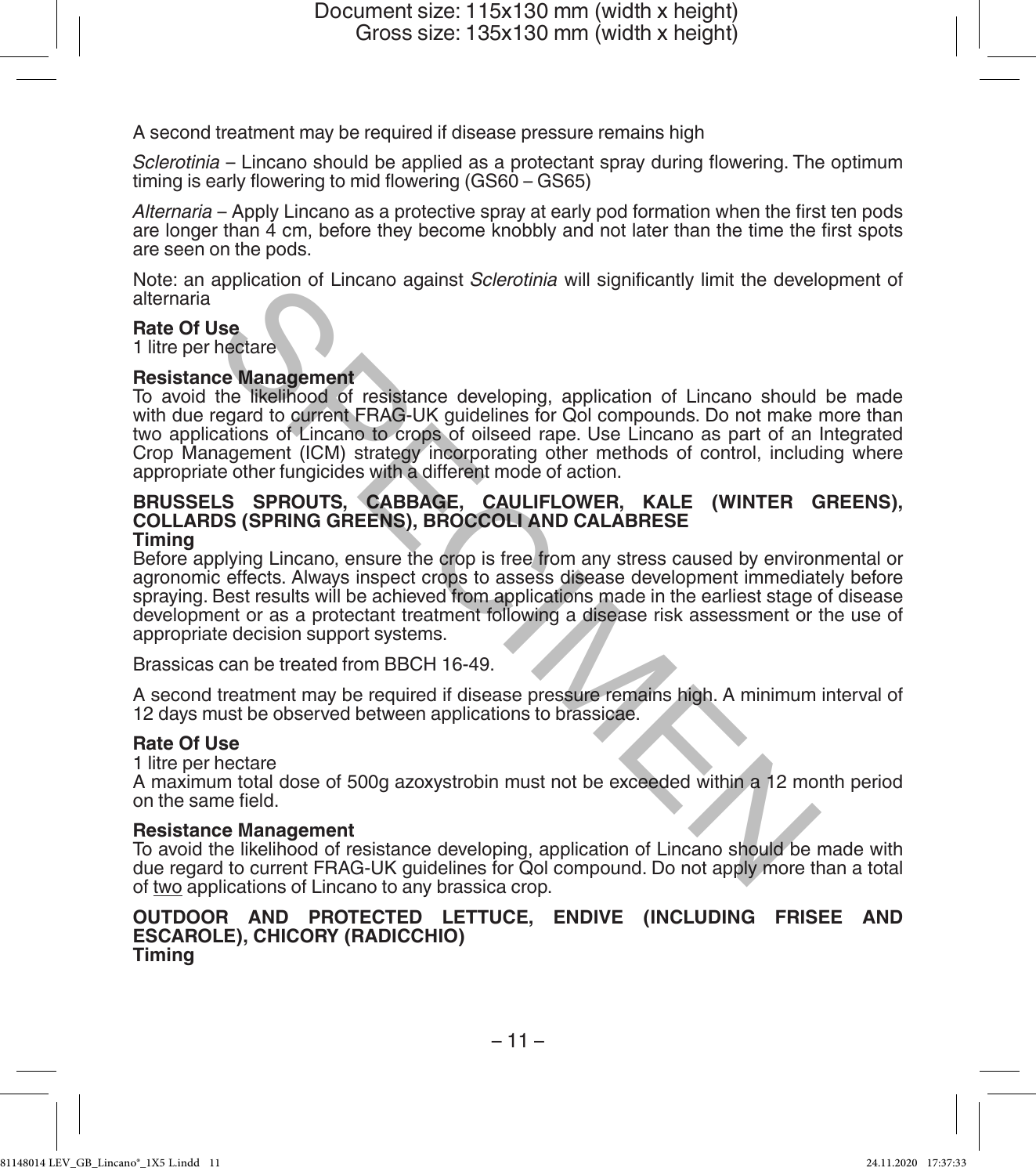A second treatment may be required if disease pressure remains high

*Sclerotinia* – Lincano should be applied as a protectant spray during flowering. The optimum timing is early flowering to mid flowering (GS60 – GS65)

*Alternaria* – Apply Lincano as a protective spray at early pod formation when the first ten pods are longer than 4 cm, before they become knobbly and not later than the time the first spots are seen on the pods.

Note: an application of Lincano against *Sclerotinia* will significantly limit the development of alternaria

**Rate Of Use**
1 litre per hectare

**Resistance Management**
To avoid the likelihood of resistance developing, application of Lincano should be made with due regard to current FRAG-UK guidelines for QoI compounds. Do not make more than two applications of Lincano to crops of oilseed rape. Use Lincano as part of an Integrated Crop Management (ICM) strategy incorporating other methods of control, including where appropriate other fungicides with a different mode of action.

**BRUSSELS SPROUTS, CABBAGE, CAULIFLOWER, KALE (WINTER GREENS), COLLARDS (SPRING GREENS), BROCCOLI AND CALABRESE**
**Timing**
Before applying Lincano, ensure the crop is free from any stress caused by environmental or agronomic effects. Always inspect crops to assess disease development immediately before spraying. Best results will be achieved from applications made in the earliest stage of disease development or as a protectant treatment following a disease risk assessment or the use of appropriate decision support systems.

Brassicas can be treated from BBCH 16-49.

A second treatment may be required if disease pressure remains high. A minimum interval of 12 days must be observed between applications to brassicae.

**Rate Of Use**
1 litre per hectare
A maximum total dose of 500g azoxystrobin must not be exceeded within a 12 month period on the same field.

**Resistance Management**
To avoid the likelihood of resistance developing, application of Lincano should be made with due regard to current FRAG-UK guidelines for QoI compound. Do not apply more than a total of <u>two</u> applications of Lincano to any brassica crop.

**OUTDOOR AND PROTECTED LETTUCE, ENDIVE (INCLUDING FRISEE AND ESCAROLE), CHICORY (RADICCHIO)**
**Timing**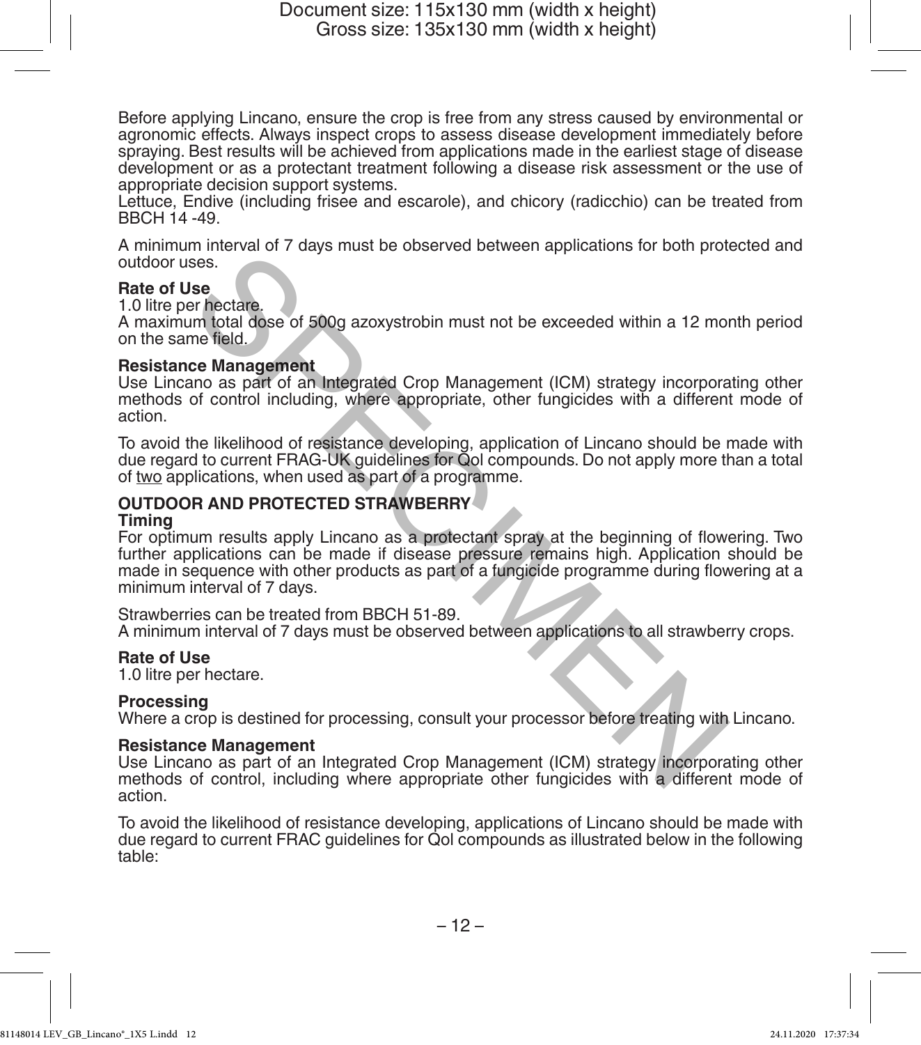Before applying Lincano, ensure the crop is free from any stress caused by environmental or agronomic effects. Always inspect crops to assess disease development immediately before spraying. Best results will be achieved from applications made in the earliest stage of disease development or as a protectant treatment following a disease risk assessment or the use of appropriate decision support systems.

Lettuce, Endive (including frisee and escarole), and chicory (radicchio) can be treated from BBCH 14 -49.

A minimum interval of 7 days must be observed between applications for both protected and outdoor uses.

**Rate of Use**

1.0 litre per hectare.

A maximum total dose of 500g azoxystrobin must not be exceeded within a 12 month period on the same field.

**Resistance Management**

Use Lincano as part of an Integrated Crop Management (ICM) strategy incorporating other methods of control including, where appropriate, other fungicides with a different mode of action.

To avoid the likelihood of resistance developing, application of Lincano should be made with due regard to current FRAG-UK guidelines for QoI compounds. Do not apply more than a total of two applications, when used as part of a programme.

**OUTDOOR AND PROTECTED STRAWBERRY**

**Timing**

For optimum results apply Lincano as a protectant spray at the beginning of flowering. Two further applications can be made if disease pressure remains high. Application should be made in sequence with other products as part of a fungicide programme during flowering at a minimum interval of 7 days.

Strawberries can be treated from BBCH 51-89.

A minimum interval of 7 days must be observed between applications to all strawberry crops.

**Rate of Use**

1.0 litre per hectare.

**Processing**

Where a crop is destined for processing, consult your processor before treating with Lincano.

**Resistance Management**

Use Lincano as part of an Integrated Crop Management (ICM) strategy incorporating other methods of control, including where appropriate other fungicides with a different mode of action.

To avoid the likelihood of resistance developing, applications of Lincano should be made with due regard to current FRAC guidelines for QoI compounds as illustrated below in the following table: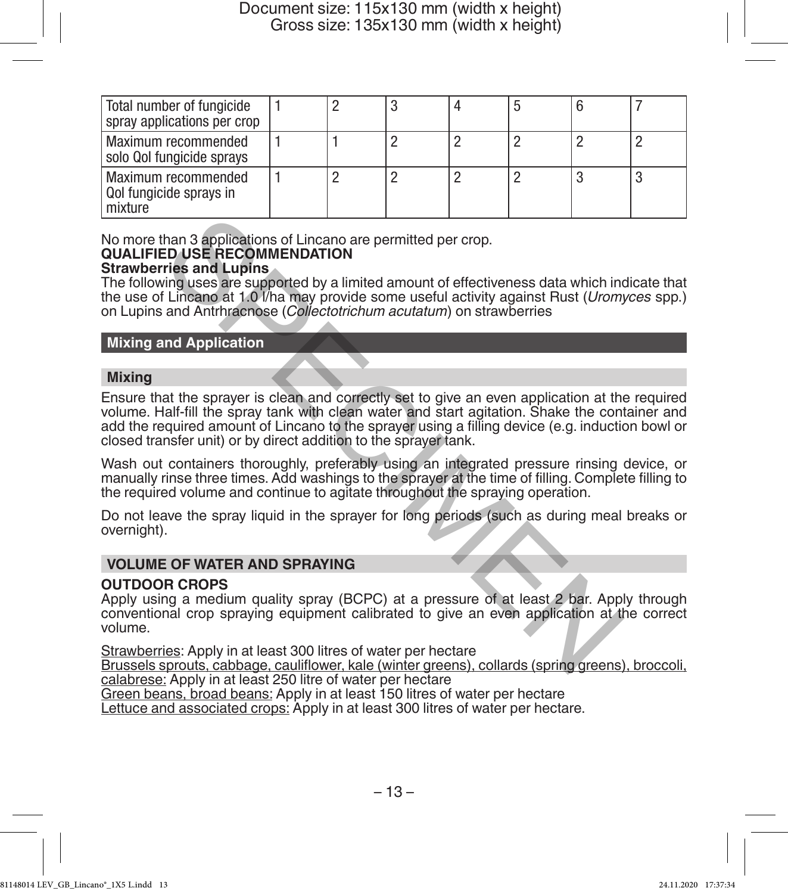| Total number of fungicide spray applications per crop | 1 | 2 | 3 | 4 | 5 | 6 | 7 |
|---|---|---|---|---|---|---|---|
| Maximum recommended solo QoI fungicide sprays | 1 | 1 | 2 | 2 | 2 | 2 | 2 |
| Maximum recommended QoI fungicide sprays in mixture | 1 | 2 | 2 | 2 | 2 | 3 | 3 |

No more than 3 applications of Lincano are permitted per crop.

**QUALIFIED USE RECOMMENDATION**

**Strawberries and Lupins**

The following uses are supported by a limited amount of effectiveness data which indicate that the use of Lincano at 1.0 l/ha may provide some useful activity against Rust (*Uromyces* spp.) on Lupins and Antrhracnose (*Collectotrichum acutatum*) on strawberries

## Mixing and Application

### Mixing

Ensure that the sprayer is clean and correctly set to give an even application at the required volume. Half-fill the spray tank with clean water and start agitation. Shake the container and add the required amount of Lincano to the sprayer using a filling device (e.g. induction bowl or closed transfer unit) or by direct addition to the sprayer tank.

Wash out containers thoroughly, preferably using an integrated pressure rinsing device, or manually rinse three times. Add washings to the sprayer at the time of filling. Complete filling to the required volume and continue to agitate throughout the spraying operation.

Do not leave the spray liquid in the sprayer for long periods (such as during meal breaks or overnight).

### VOLUME OF WATER AND SPRAYING

**OUTDOOR CROPS**

Apply using a medium quality spray (BCPC) at a pressure of at least 2 bar. Apply through conventional crop spraying equipment calibrated to give an even application at the correct volume.

Strawberries: Apply in at least 300 litres of water per hectare

Brussels sprouts, cabbage, cauliflower, kale (winter greens), collards (spring greens), broccoli, calabrese: Apply in at least 250 litre of water per hectare

Green beans, broad beans: Apply in at least 150 litres of water per hectare

Lettuce and associated crops: Apply in at least 300 litres of water per hectare.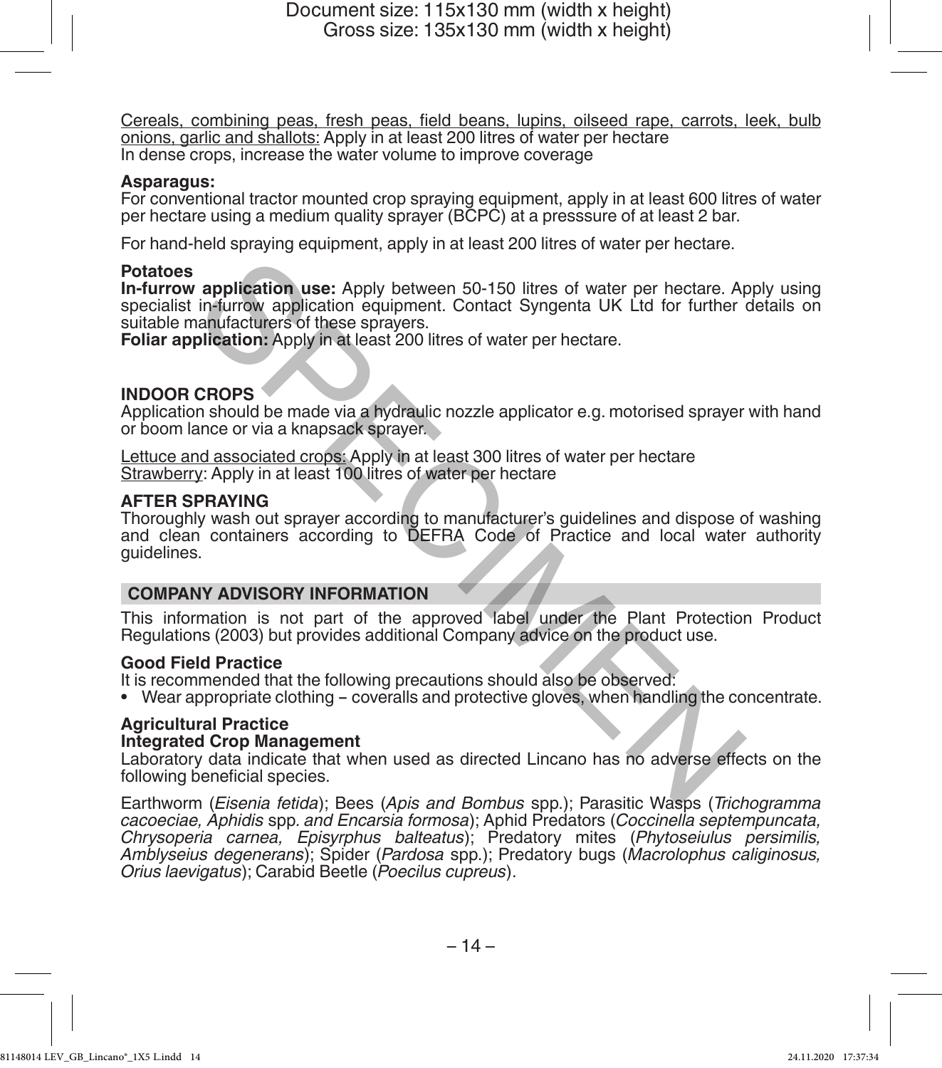<u>Cereals, combining peas, fresh peas, field beans, lupins, oilseed rape, carrots, leek, bulb onions, garlic and shallots:</u> Apply in at least 200 litres of water per hectare
In dense crops, increase the water volume to improve coverage

**Asparagus:**
For conventional tractor mounted crop spraying equipment, apply in at least 600 litres of water per hectare using a medium quality sprayer (BCPC) at a presssure of at least 2 bar.

For hand-held spraying equipment, apply in at least 200 litres of water per hectare.

**Potatoes**
**In-furrow application use:** Apply between 50-150 litres of water per hectare. Apply using specialist in-furrow application equipment. Contact Syngenta UK Ltd for further details on suitable manufacturers of these sprayers.
**Foliar application:** Apply in at least 200 litres of water per hectare.

**INDOOR CROPS**
Application should be made via a hydraulic nozzle applicator e.g. motorised sprayer with hand or boom lance or via a knapsack sprayer.

<u>Lettuce and associated crops:</u> Apply in at least 300 litres of water per hectare
<u>Strawberry</u>: Apply in at least 100 litres of water per hectare

**AFTER SPRAYING**
Thoroughly wash out sprayer according to manufacturer's guidelines and dispose of washing and clean containers according to DEFRA Code of Practice and local water authority guidelines.

## COMPANY ADVISORY INFORMATION

This information is not part of the approved label under the Plant Protection Product Regulations (2003) but provides additional Company advice on the product use.

**Good Field Practice**
It is recommended that the following precautions should also be observed:

- Wear appropriate clothing – coveralls and protective gloves, when handling the concentrate.

**Agricultural Practice**
**Integrated Crop Management**
Laboratory data indicate that when used as directed Lincano has no adverse effects on the following beneficial species.

Earthworm (*Eisenia fetida*); Bees (*Apis and Bombus* spp.); Parasitic Wasps (*Trichogramma cacoeciae, Aphidis* spp. *and Encarsia formosa*); Aphid Predators (*Coccinella septempuncata, Chrysoperia carnea, Episyrphus balteatus*); Predatory mites (*Phytoseiulus persimilis, Amblyseius degenerans*); Spider (*Pardosa* spp.); Predatory bugs (*Macrolophus caliginosus, Orius laevigatus*); Carabid Beetle (*Poecilus cupreus*).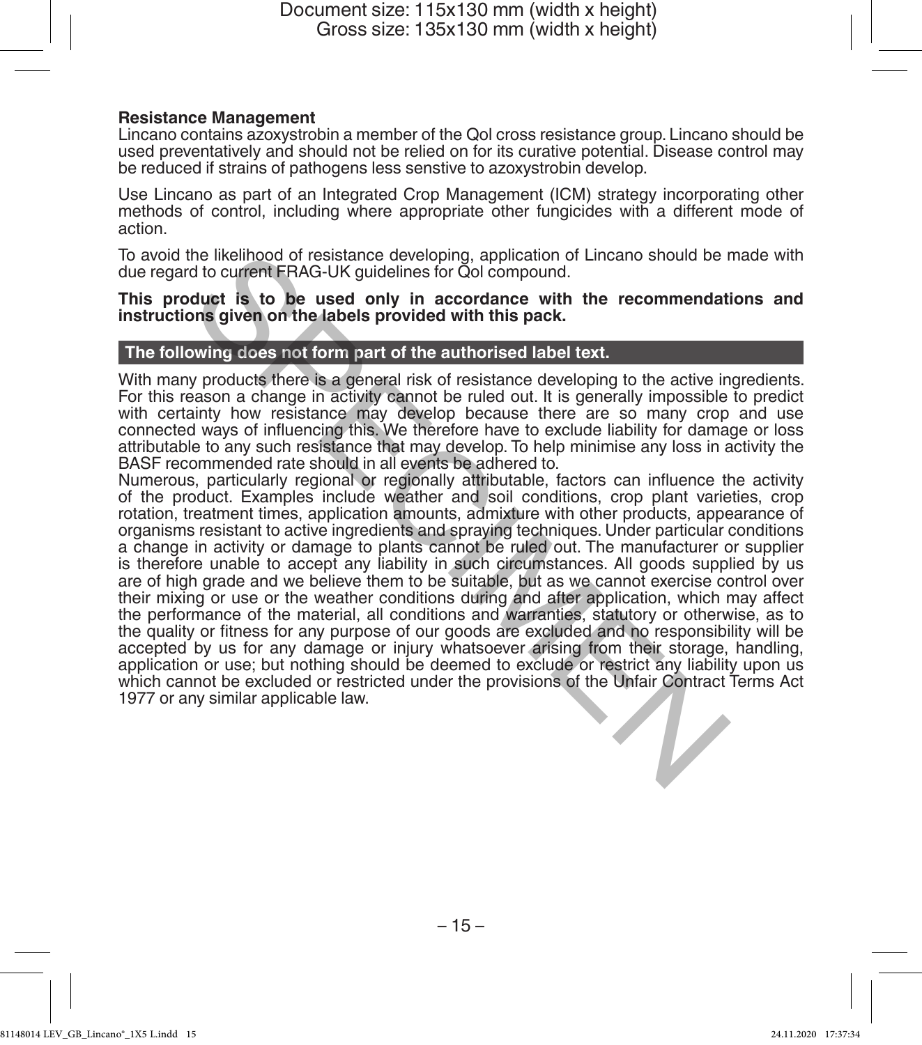**Resistance Management**

Lincano contains azoxystrobin a member of the QoI cross resistance group. Lincano should be used preventatively and should not be relied on for its curative potential. Disease control may be reduced if strains of pathogens less senstive to azoxystrobin develop.

Use Lincano as part of an Integrated Crop Management (ICM) strategy incorporating other methods of control, including where appropriate other fungicides with a different mode of action.

To avoid the likelihood of resistance developing, application of Lincano should be made with due regard to current FRAG-UK guidelines for QoI compound.

**This product is to be used only in accordance with the recommendations and instructions given on the labels provided with this pack.**

**The following does not form part of the authorised label text.**

With many products there is a general risk of resistance developing to the active ingredients. For this reason a change in activity cannot be ruled out. It is generally impossible to predict with certainty how resistance may develop because there are so many crop and use connected ways of influencing this. We therefore have to exclude liability for damage or loss attributable to any such resistance that may develop. To help minimise any loss in activity the BASF recommended rate should in all events be adhered to.

Numerous, particularly regional or regionally attributable, factors can influence the activity of the product. Examples include weather and soil conditions, crop plant varieties, crop rotation, treatment times, application amounts, admixture with other products, appearance of organisms resistant to active ingredients and spraying techniques. Under particular conditions a change in activity or damage to plants cannot be ruled out. The manufacturer or supplier is therefore unable to accept any liability in such circumstances. All goods supplied by us are of high grade and we believe them to be suitable, but as we cannot exercise control over their mixing or use or the weather conditions during and after application, which may affect the performance of the material, all conditions and warranties, statutory or otherwise, as to the quality or fitness for any purpose of our goods are excluded and no responsibility will be accepted by us for any damage or injury whatsoever arising from their storage, handling, application or use; but nothing should be deemed to exclude or restrict any liability upon us which cannot be excluded or restricted under the provisions of the Unfair Contract Terms Act 1977 or any similar applicable law.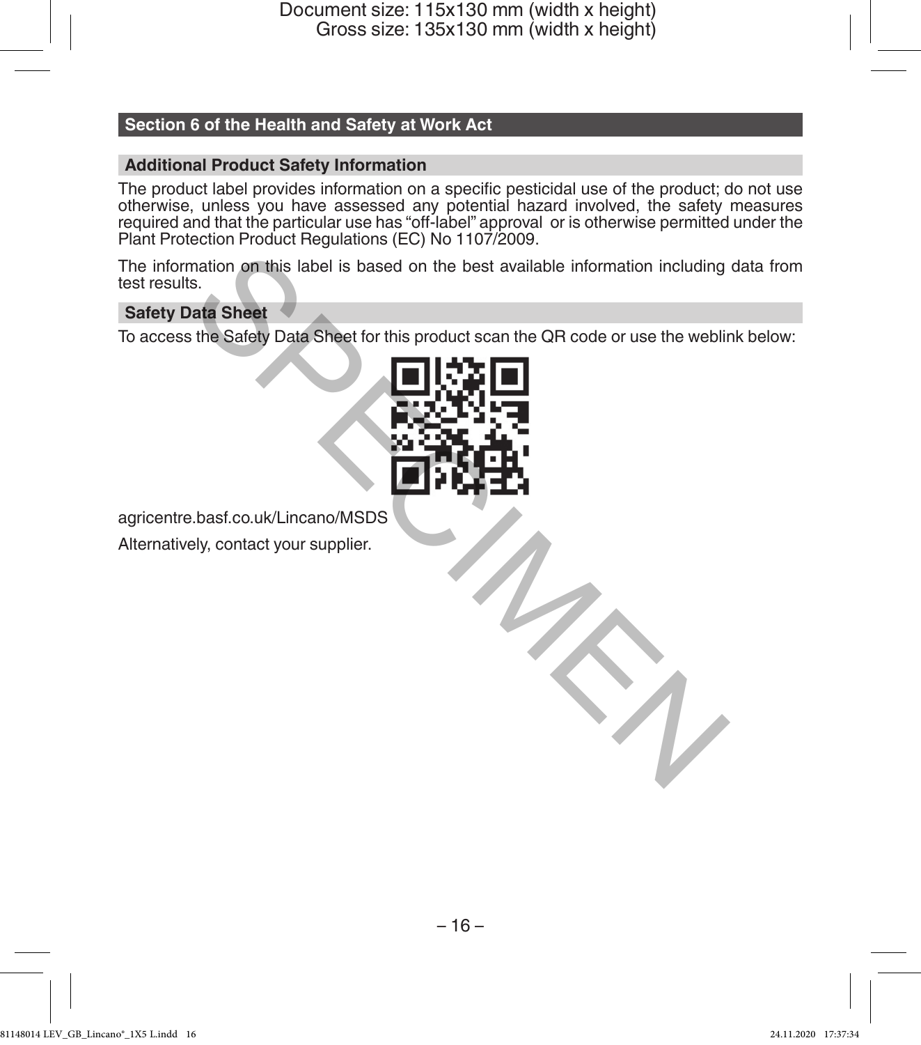## Section 6 of the Health and Safety at Work Act

### Additional Product Safety Information

The product label provides information on a specific pesticidal use of the product; do not use otherwise, unless you have assessed any potential hazard involved, the safety measures required and that the particular use has "off-label" approval or is otherwise permitted under the Plant Protection Product Regulations (EC) No 1107/2009.

The information on this label is based on the best available information including data from test results.

### Safety Data Sheet

To access the Safety Data Sheet for this product scan the QR code or use the weblink below:

agricentre.basf.co.uk/Lincano/MSDS

Alternatively, contact your supplier.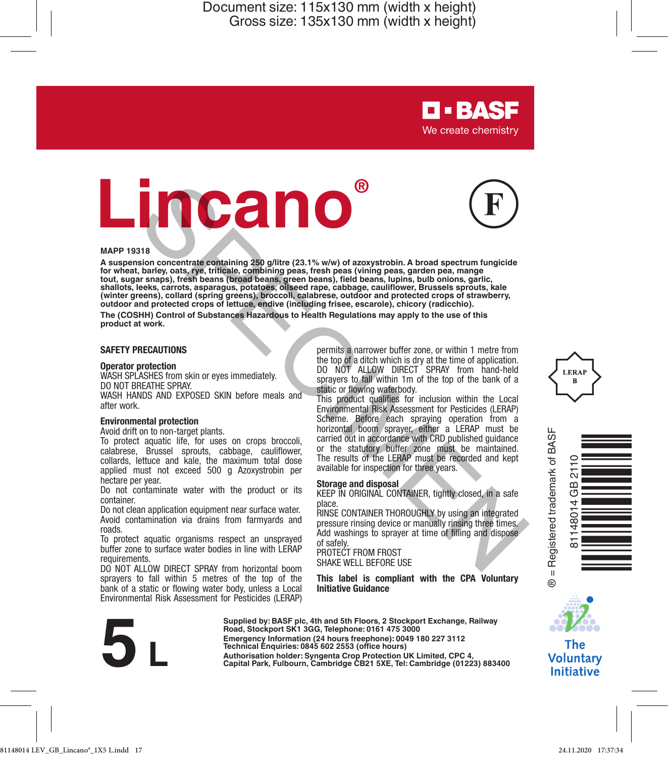Document size: 115x130 mm (width x height)
Gross size: 135x130 mm (width x height)

BASF
We create chemistry

# Lincano®

F

SPECIMEN

**MAPP 19318**

**A suspension concentrate containing 250 g/litre (23.1% w/w) of azoxystrobin. A broad spectrum fungicide for wheat, barley, oats, rye, triticale, combining peas, fresh peas (vining peas, garden pea, mange tout, sugar snaps), fresh beans (broad beans, green beans), field beans, lupins, bulb onions, garlic, shallots, leeks, carrots, asparagus, potatoes, oilseed rape, cabbage, cauliflower, Brussels sprouts, kale (winter greens), collard (spring greens), broccoli, calabrese, outdoor and protected crops of strawberry, outdoor and protected crops of lettuce, endive (including frisee, escarole), chicory (radicchio).**

**The (COSHH) Control of Substances Hazardous to Health Regulations may apply to the use of this product at work.**

## SAFETY PRECAUTIONS

### Operator protection

WASH SPLASHES from skin or eyes immediately.
DO NOT BREATHE SPRAY.
WASH HANDS AND EXPOSED SKIN before meals and after work.

### Environmental protection

Avoid drift on to non-target plants.
To protect aquatic life, for uses on crops broccoli, calabrese, Brussel sprouts, cabbage, cauliflower, collards, lettuce and kale, the maximum total dose applied must not exceed 500 g Azoxystrobin per hectare per year.
Do not contaminate water with the product or its container.
Do not clean application equipment near surface water.
Avoid contamination via drains from farmyards and roads.
To protect aquatic organisms respect an unsprayed buffer zone to surface water bodies in line with LERAP requirements.
DO NOT ALLOW DIRECT SPRAY from horizontal boom sprayers to fall within 5 metres of the top of the bank of a static or flowing water body, unless a Local Environmental Risk Assessment for Pesticides (LERAP) permits a narrower buffer zone, or within 1 metre from the top of a ditch which is dry at the time of application.
DO NOT ALLOW DIRECT SPRAY from hand-held sprayers to fall within 1m of the top of the bank of a static or flowing waterbody.
This product qualifies for inclusion within the Local Environmental Risk Assessment for Pesticides (LERAP) Scheme. Before each spraying operation from a horizontal boom sprayer, either a LERAP must be carried out in accordance with CRD published guidance or the statutory buffer zone must be maintained. The results of the LERAP must be recorded and kept available for inspection for three years.

### Storage and disposal

KEEP IN ORIGINAL CONTAINER, tightly closed, in a safe place.
RINSE CONTAINER THOROUGHLY by using an integrated pressure rinsing device or manually rinsing three times. Add washings to sprayer at time of filling and dispose of safely.
PROTECT FROM FROST
SHAKE WELL BEFORE USE

**This label is compliant with the CPA Voluntary Initiative Guidance**

LERAP B

® = Registered trademark of BASF

81148014 GB 2110

The Voluntary Initiative

**5 L**

**Supplied by: BASF plc, 4th and 5th Floors, 2 Stockport Exchange, Railway Road, Stockport SK1 3GG, Telephone: 0161 475 3000**
**Emergency Information (24 hours freephone): 0049 180 227 3112**
**Technical Enquiries: 0845 602 2553 (office hours)**
**Authorisation holder: Syngenta Crop Protection UK Limited, CPC 4, Capital Park, Fulbourn, Cambridge CB21 5XE, Tel: Cambridge (01223) 883400**

81148014 LEV_GB_Lincano®_1X5 L.indd 17 24.11.2020 17:37:34